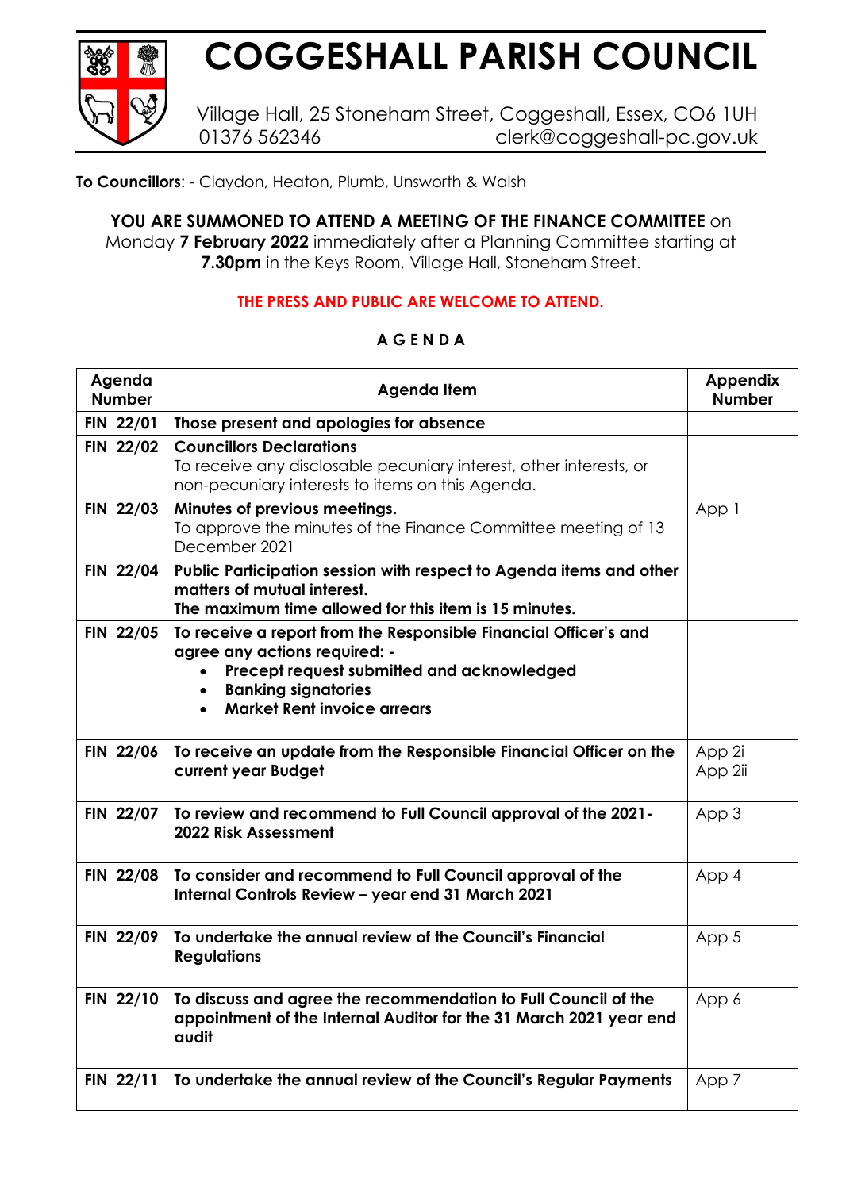# COGGESHALL PARISH COUNCIL

Village Hall, 25 Stoneham Street, Coggeshall, Essex, CO6 1UH
01376 562346 clerk@coggeshall-pc.gov.uk

**To Councillors**: - Claydon, Heaton, Plumb, Unsworth & Walsh

**YOU ARE SUMMONED TO ATTEND A MEETING OF THE FINANCE COMMITTEE** on Monday **7 February 2022** immediately after a Planning Committee starting at **7.30pm** in the Keys Room, Village Hall, Stoneham Street.

**THE PRESS AND PUBLIC ARE WELCOME TO ATTEND.**

**A G E N D A**

| Agenda Number | Agenda Item | Appendix Number |
|---|---|---|
| **FIN 22/01** | **Those present and apologies for absence** | |
| **FIN 22/02** | **Councillors Declarations**<br>To receive any disclosable pecuniary interest, other interests, or non-pecuniary interests to items on this Agenda. | |
| **FIN 22/03** | **Minutes of previous meetings.**<br>To approve the minutes of the Finance Committee meeting of 13 December 2021 | App 1 |
| **FIN 22/04** | **Public Participation session with respect to Agenda items and other matters of mutual interest.**<br>**The maximum time allowed for this item is 15 minutes.** | |
| **FIN 22/05** | **To receive a report from the Responsible Financial Officer's and agree any actions required: -**<br>• **Precept request submitted and acknowledged**<br>• **Banking signatories**<br>• **Market Rent invoice arrears** | |
| **FIN 22/06** | **To receive an update from the Responsible Financial Officer on the current year Budget** | App 2i<br>App 2ii |
| **FIN 22/07** | **To review and recommend to Full Council approval of the 2021-2022 Risk Assessment** | App 3 |
| **FIN 22/08** | **To consider and recommend to Full Council approval of the Internal Controls Review – year end 31 March 2021** | App 4 |
| **FIN 22/09** | **To undertake the annual review of the Council's Financial Regulations** | App 5 |
| **FIN 22/10** | **To discuss and agree the recommendation to Full Council of the appointment of the Internal Auditor for the 31 March 2021 year end audit** | App 6 |
| **FIN 22/11** | **To undertake the annual review of the Council's Regular Payments** | App 7 |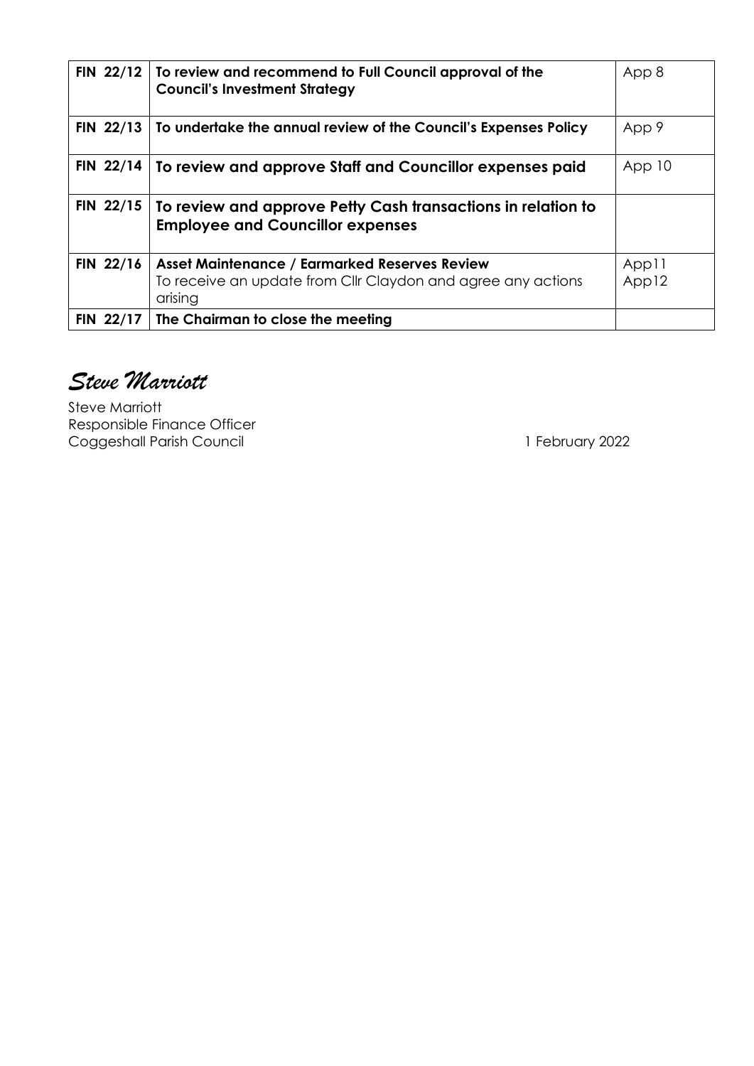| | | |
|---|---|---|
| **FIN 22/12** | **To review and recommend to Full Council approval of the Council's Investment Strategy** | App 8 |
| **FIN 22/13** | **To undertake the annual review of the Council's Expenses Policy** | App 9 |
| **FIN 22/14** | **To review and approve Staff and Councillor expenses paid** | App 10 |
| **FIN 22/15** | **To review and approve Petty Cash transactions in relation to Employee and Councillor expenses** | |
| **FIN 22/16** | **Asset Maintenance / Earmarked Reserves Review**<br>To receive an update from Cllr Claydon and agree any actions arising | App11<br>App12 |
| **FIN 22/17** | **The Chairman to close the meeting** | |

*Steve Marriott*

Steve Marriott
Responsible Finance Officer
Coggeshall Parish Council

1 February 2022